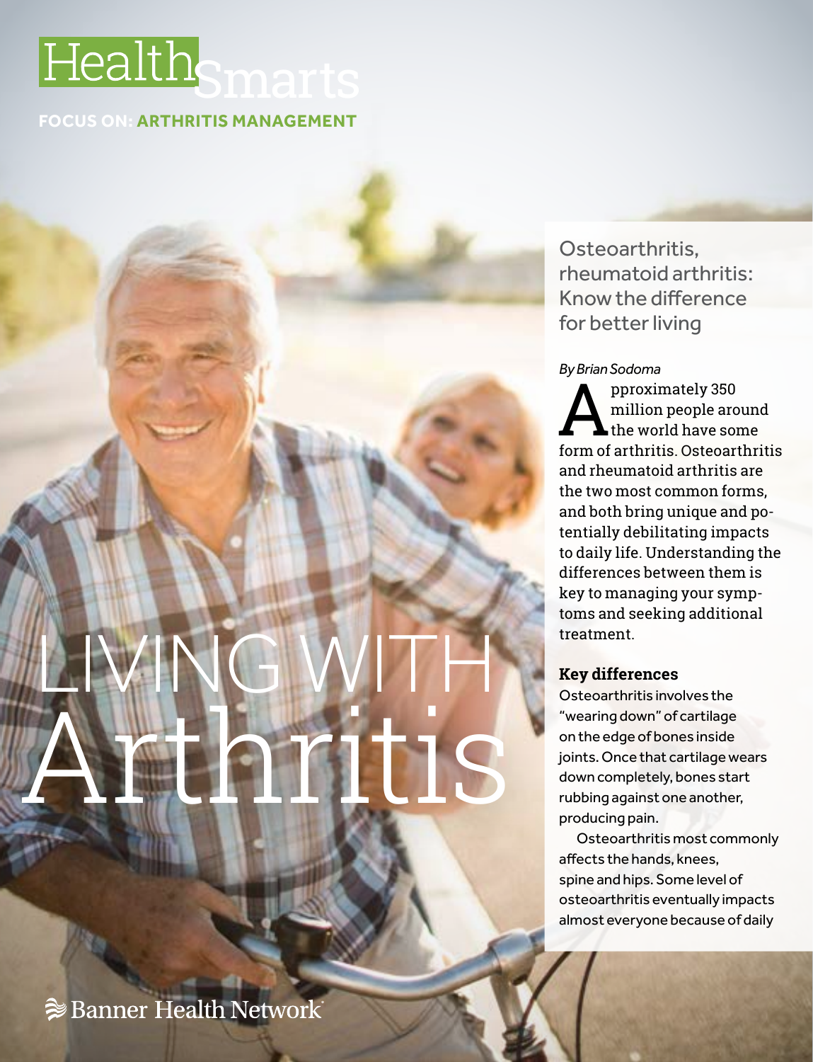# HealthSmarts

**FOCUS ON: ARTHRITIS MANAGEMENT**

# LIVING WITH Arthritis

## Osteoarthritis, rheumatoid arthritis: Know the difference for better living

*By Brian Sodoma*

Approximately 350 million people around the world have some form of arthritis. Osteoarthritis and rheumatoid arthritis are the two most common forms, and both bring unique and potentially debilitating impacts to daily life. Understanding the differences between them is key to managing your symptoms and seeking additional treatment.

### Key differences

Osteoarthritis involves the "wearing down" of cartilage on the edge of bones inside joints. Once that cartilage wears down completely, bones start rubbing against one another, producing pain.

Osteoarthritis most commonly affects the hands, knees, spine and hips. Some level of osteoarthritis eventually impacts almost everyone because of daily

Banner Health Network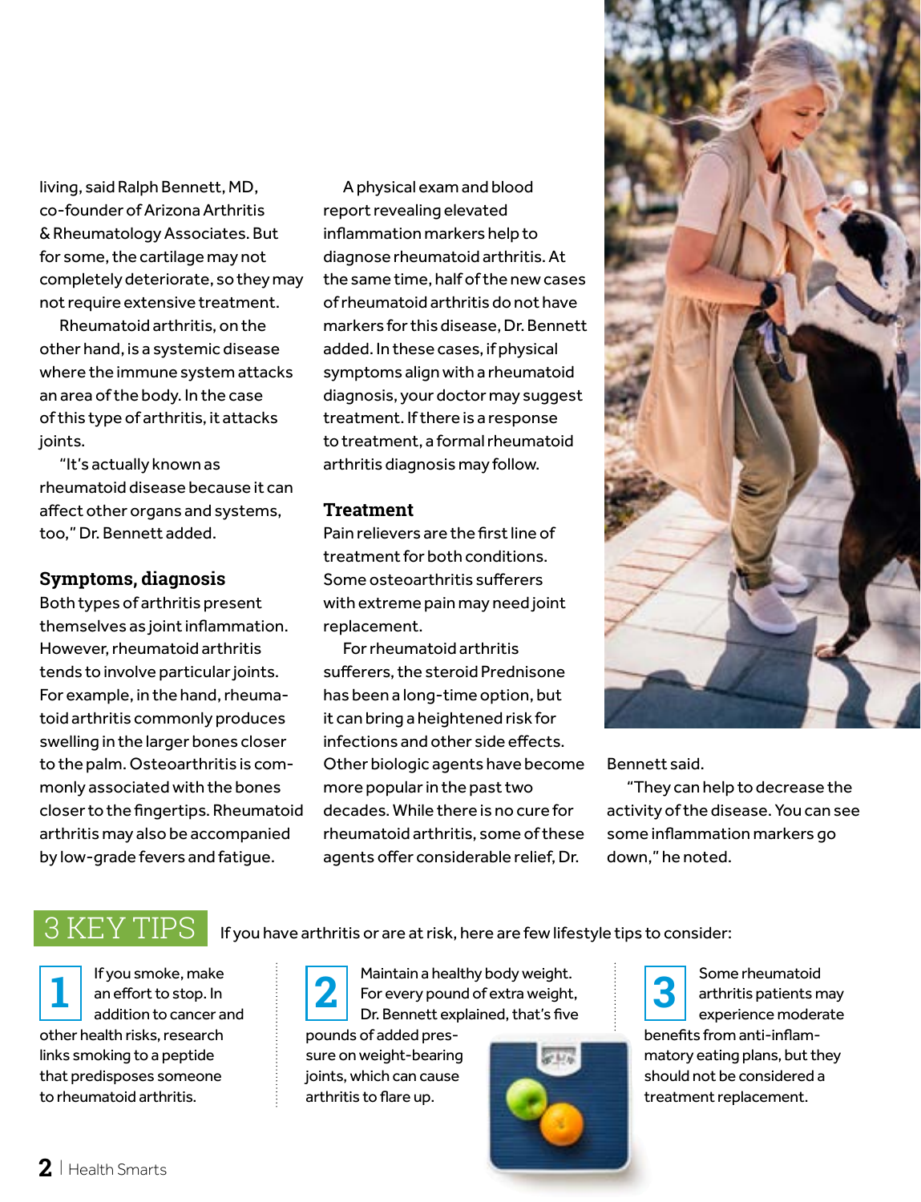living, said Ralph Bennett, MD, co-founder of Arizona Arthritis & Rheumatology Associates. But for some, the cartilage may not completely deteriorate, so they may not require extensive treatment.

Rheumatoid arthritis, on the other hand, is a systemic disease where the immune system attacks an area of the body. In the case of this type of arthritis, it attacks joints.

"It's actually known as rheumatoid disease because it can affect other organs and systems, too," Dr. Bennett added.

## Symptoms, diagnosis

Both types of arthritis present themselves as joint inflammation. However, rheumatoid arthritis tends to involve particular joints. For example, in the hand, rheumatoid arthritis commonly produces swelling in the larger bones closer to the palm. Osteoarthritis is commonly associated with the bones closer to the fingertips. Rheumatoid arthritis may also be accompanied by low-grade fevers and fatigue.

A physical exam and blood report revealing elevated inflammation markers help to diagnose rheumatoid arthritis. At the same time, half of the new cases of rheumatoid arthritis do not have markers for this disease, Dr. Bennett added. In these cases, if physical symptoms align with a rheumatoid diagnosis, your doctor may suggest treatment. If there is a response to treatment, a formal rheumatoid arthritis diagnosis may follow.

## Treatment

Pain relievers are the first line of treatment for both conditions. Some osteoarthritis sufferers with extreme pain may need joint replacement.

For rheumatoid arthritis sufferers, the steroid Prednisone has been a long-time option, but it can bring a heightened risk for infections and other side effects. Other biologic agents have become more popular in the past two decades. While there is no cure for rheumatoid arthritis, some of these agents offer considerable relief, Dr. Bennett said.

"They can help to decrease the activity of the disease. You can see some inflammation markers go down," he noted.

## 3 KEY TIPS

If you have arthritis or are at risk, here are few lifestyle tips to consider:

**1** If you smoke, make an effort to stop. In addition to cancer and other health risks, research links smoking to a peptide that predisposes someone to rheumatoid arthritis.

**2** Maintain a healthy body weight. For every pound of extra weight, Dr. Bennett explained, that's five pounds of added pressure on weight-bearing joints, which can cause arthritis to flare up.

**3** Some rheumatoid arthritis patients may experience moderate benefits from anti-inflammatory eating plans, but they should not be considered a treatment replacement.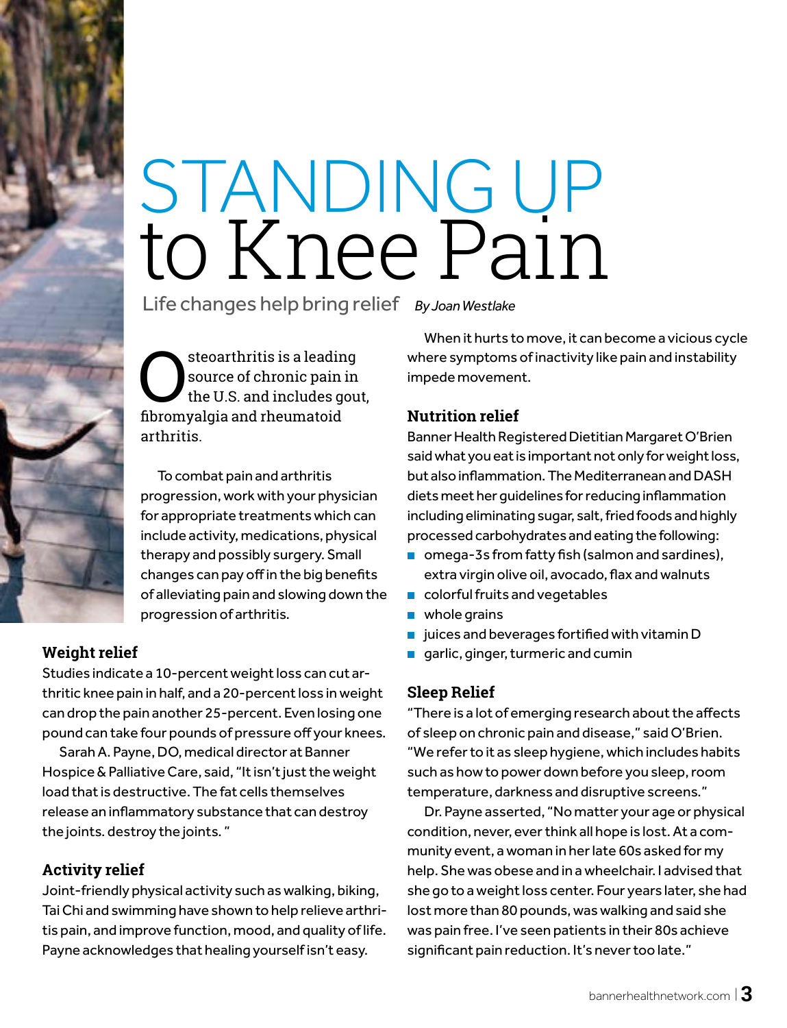# STANDING UP to Knee Pain

## Life changes help bring relief

*By Joan Westlake*

Osteoarthritis is a leading source of chronic pain in the U.S. and includes gout, fibromyalgia and rheumatoid arthritis.

To combat pain and arthritis progression, work with your physician for appropriate treatments which can include activity, medications, physical therapy and possibly surgery. Small changes can pay off in the big benefits of alleviating pain and slowing down the progression of arthritis.

### Weight relief

Studies indicate a 10-percent weight loss can cut arthritic knee pain in half, and a 20-percent loss in weight can drop the pain another 25-percent. Even losing one pound can take four pounds of pressure off your knees.

Sarah A. Payne, DO, medical director at Banner Hospice & Palliative Care, said, "It isn't just the weight load that is destructive. The fat cells themselves release an inflammatory substance that can destroy the joints. destroy the joints. "

### Activity relief

Joint-friendly physical activity such as walking, biking, Tai Chi and swimming have shown to help relieve arthritis pain, and improve function, mood, and quality of life. Payne acknowledges that healing yourself isn't easy.

When it hurts to move, it can become a vicious cycle where symptoms of inactivity like pain and instability impede movement.

### Nutrition relief

Banner Health Registered Dietitian Margaret O'Brien said what you eat is important not only for weight loss, but also inflammation. The Mediterranean and DASH diets meet her guidelines for reducing inflammation including eliminating sugar, salt, fried foods and highly processed carbohydrates and eating the following:

- omega-3s from fatty fish (salmon and sardines), extra virgin olive oil, avocado, flax and walnuts
- colorful fruits and vegetables
- whole grains
- juices and beverages fortified with vitamin D
- garlic, ginger, turmeric and cumin

### Sleep Relief

"There is a lot of emerging research about the affects of sleep on chronic pain and disease," said O'Brien. "We refer to it as sleep hygiene, which includes habits such as how to power down before you sleep, room temperature, darkness and disruptive screens."

Dr. Payne asserted, "No matter your age or physical condition, never, ever think all hope is lost. At a community event, a woman in her late 60s asked for my help. She was obese and in a wheelchair. I advised that she go to a weight loss center. Four years later, she had lost more than 80 pounds, was walking and said she was pain free. I've seen patients in their 80s achieve significant pain reduction. It's never too late."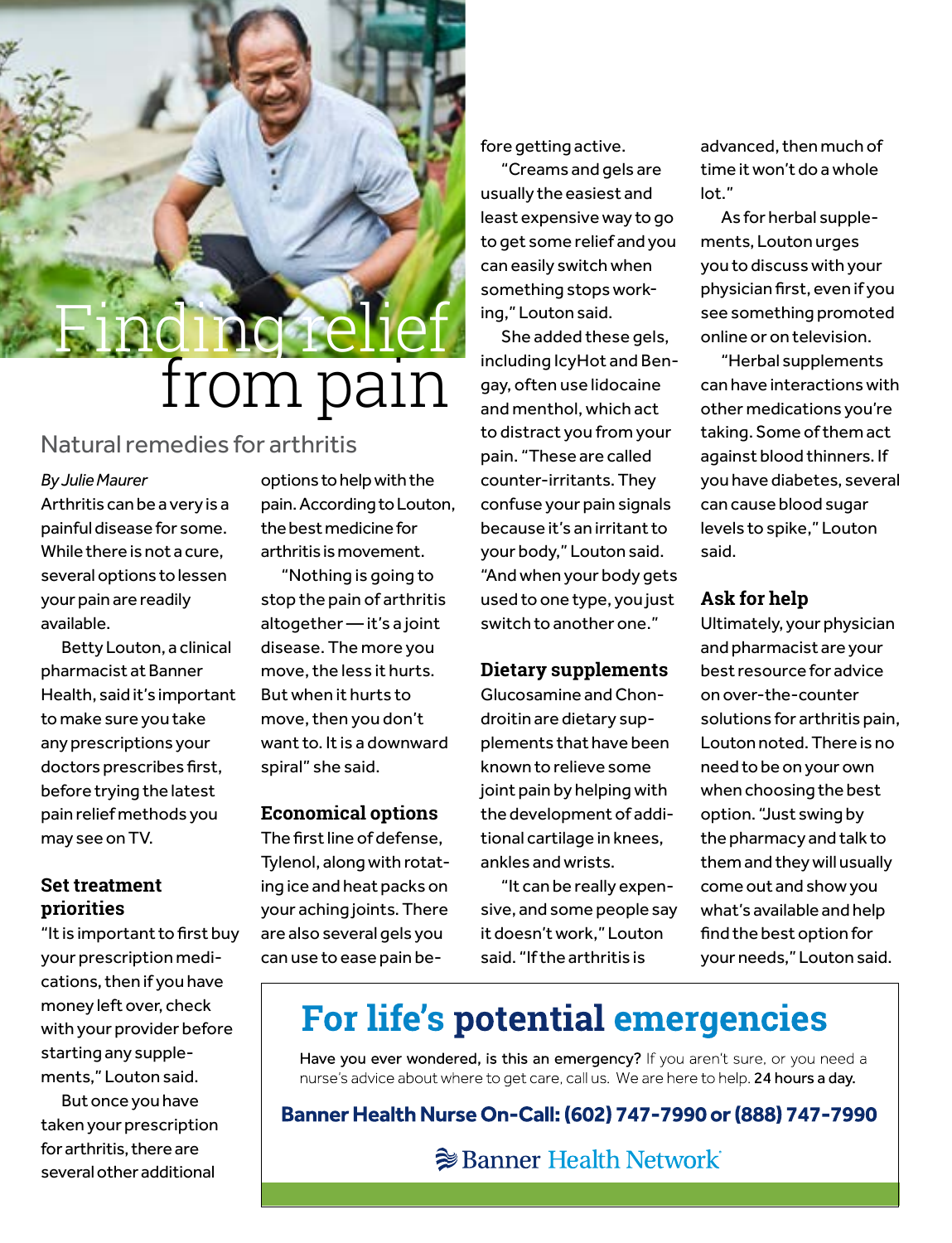# Finding relief from pain

## Natural remedies for arthritis

*By Julie Maurer*

Arthritis can be a very is a painful disease for some. While there is not a cure, several options to lessen your pain are readily available.

Betty Louton, a clinical pharmacist at Banner Health, said it's important to make sure you take any prescriptions your doctors prescribes first, before trying the latest pain relief methods you may see on TV.

### Set treatment priorities

"It is important to first buy your prescription medications, then if you have money left over, check with your provider before starting any supplements," Louton said.

But once you have taken your prescription for arthritis, there are several other additional options to help with the pain. According to Louton, the best medicine for arthritis is movement.

"Nothing is going to stop the pain of arthritis altogether — it's a joint disease. The more you move, the less it hurts. But when it hurts to move, then you don't want to. It is a downward spiral" she said.

### Economical options

The first line of defense, Tylenol, along with rotating ice and heat packs on your aching joints. There are also several gels you can use to ease pain before getting active.

"Creams and gels are usually the easiest and least expensive way to go to get some relief and you can easily switch when something stops working," Louton said.

She added these gels, including IcyHot and Bengay, often use lidocaine and menthol, which act to distract you from your pain. "These are called counter-irritants. They confuse your pain signals because it's an irritant to your body," Louton said. "And when your body gets used to one type, you just switch to another one."

### Dietary supplements

Glucosamine and Chondroitin are dietary supplements that have been known to relieve some joint pain by helping with the development of additional cartilage in knees, ankles and wrists.

"It can be really expensive, and some people say it doesn't work," Louton said. "If the arthritis is advanced, then much of time it won't do a whole lot."

As for herbal supplements, Louton urges you to discuss with your physician first, even if you see something promoted online or on television.

"Herbal supplements can have interactions with other medications you're taking. Some of them act against blood thinners. If you have diabetes, several can cause blood sugar levels to spike," Louton said.

### Ask for help

Ultimately, your physician and pharmacist are your best resource for advice on over-the-counter solutions for arthritis pain, Louton noted. There is no need to be on your own when choosing the best option. "Just swing by the pharmacy and talk to them and they will usually come out and show you what's available and help find the best option for your needs," Louton said.

---

## For life's potential emergencies

Have you ever wondered, is this an emergency? If you aren't sure, or you need a nurse's advice about where to get care, call us. We are here to help. 24 hours a day.

**Banner Health Nurse On-Call: (602) 747-7990 or (888) 747-7990**

Banner Health Network